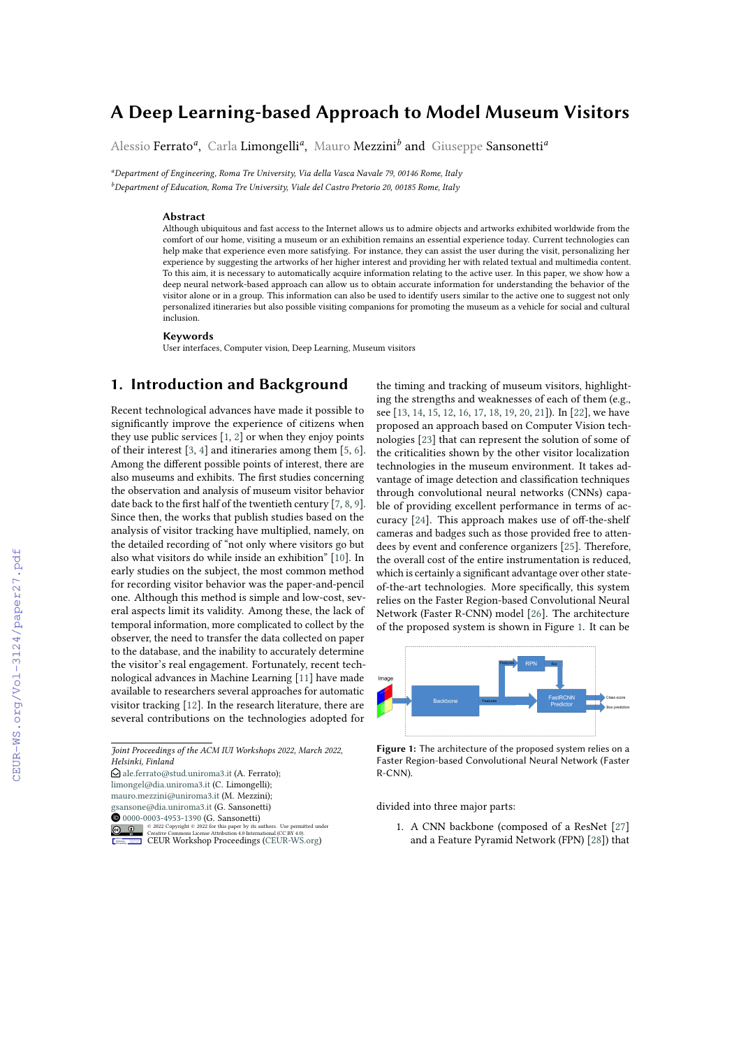# A Deep Learning-based Approach to Model Museum Visitors

Alessio Ferrato[a], Carla Limongelli[a], Mauro Mezzini[b] and Giuseppe Sansonetti[a]

[a]Department of Engineering, Roma Tre University, Via della Vasca Navale 79, 00146 Rome, Italy
[b]Department of Education, Roma Tre University, Viale del Castro Pretorio 20, 00185 Rome, Italy

### Abstract

Although ubiquitous and fast access to the Internet allows us to admire objects and artworks exhibited worldwide from the comfort of our home, visiting a museum or an exhibition remains an essential experience today. Current technologies can help make that experience even more satisfying. For instance, they can assist the user during the visit, personalizing her experience by suggesting the artworks of her higher interest and providing her with related textual and multimedia content. To this aim, it is necessary to automatically acquire information relating to the active user. In this paper, we show how a deep neural network-based approach can allow us to obtain accurate information for understanding the behavior of the visitor alone or in a group. This information can also be used to identify users similar to the active one to suggest not only personalized itineraries but also possible visiting companions for promoting the museum as a vehicle for social and cultural inclusion.

### Keywords

User interfaces, Computer vision, Deep Learning, Museum visitors

## 1. Introduction and Background

Recent technological advances have made it possible to significantly improve the experience of citizens when they use public services [1, 2] or when they enjoy points of their interest [3, 4] and itineraries among them [5, 6]. Among the different possible points of interest, there are also museums and exhibits. The first studies concerning the observation and analysis of museum visitor behavior date back to the first half of the twentieth century [7, 8, 9]. Since then, the works that publish studies based on the analysis of visitor tracking have multiplied, namely, on the detailed recording of "not only where visitors go but also what visitors do while inside an exhibition" [10]. In early studies on the subject, the most common method for recording visitor behavior was the paper-and-pencil one. Although this method is simple and low-cost, several aspects limit its validity. Among these, the lack of temporal information, more complicated to collect by the observer, the need to transfer the data collected on paper to the database, and the inability to accurately determine the visitor's real engagement. Fortunately, recent technological advances in Machine Learning [11] have made available to researchers several approaches for automatic visitor tracking [12]. In the research literature, there are several contributions on the technologies adopted for the timing and tracking of museum visitors, highlighting the strengths and weaknesses of each of them (e.g., see [13, 14, 15, 12, 16, 17, 18, 19, 20, 21]). In [22], we have proposed an approach based on Computer Vision technologies [23] that can represent the solution of some of the criticalities shown by the other visitor localization technologies in the museum environment. It takes advantage of image detection and classification techniques through convolutional neural networks (CNNs) capable of providing excellent performance in terms of accuracy [24]. This approach makes use of off-the-shelf cameras and badges such as those provided free to attendees by event and conference organizers [25]. Therefore, the overall cost of the entire instrumentation is reduced, which is certainly a significant advantage over other state-of-the-art technologies. More specifically, this system relies on the Faster Region-based Convolutional Neural Network (Faster R-CNN) model [26]. The architecture of the proposed system is shown in Figure 1. It can be

**Figure 1:** The architecture of the proposed system relies on a Faster Region-based Convolutional Neural Network (Faster R-CNN).

divided into three major parts:

1. A CNN backbone (composed of a ResNet [27] and a Feature Pyramid Network (FPN) [28]) that

*Joint Proceedings of the ACM IUI Workshops 2022, March 2022, Helsinki, Finland*
ale.ferrato@stud.uniroma3.it (A. Ferrato); limongel@dia.uniroma3.it (C. Limongelli); mauro.mezzini@uniroma3.it (M. Mezzini); gsansone@dia.uniroma3.it (G. Sansonetti)
0000-0003-4953-1390 (G. Sansonetti)
© 2022 Copyright © 2022 for this paper by its authors. Use permitted under Creative Commons License Attribution 4.0 International (CC BY 4.0).
CEUR Workshop Proceedings (CEUR-WS.org)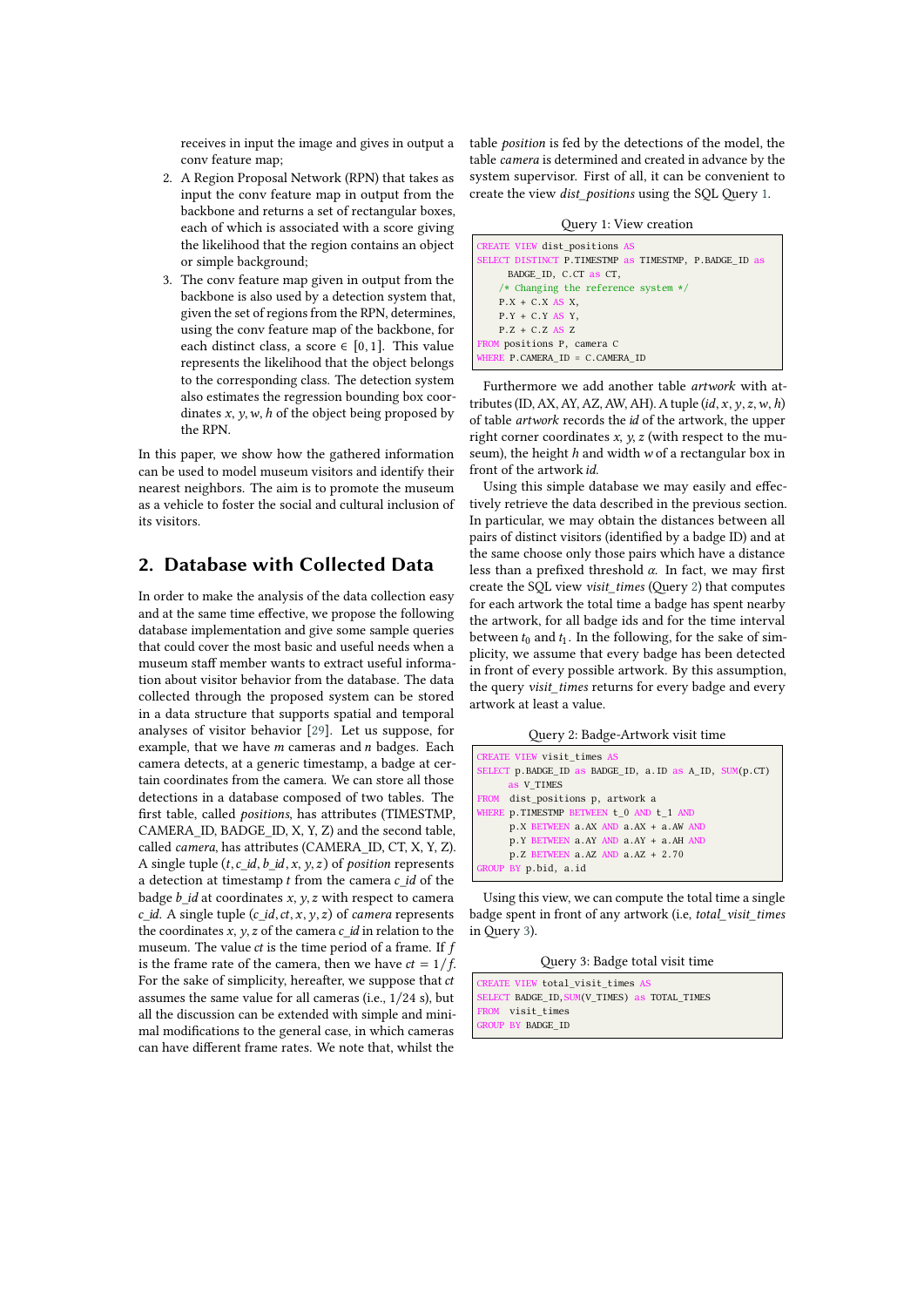receives in input the image and gives in output a conv feature map;

2. A Region Proposal Network (RPN) that takes as input the conv feature map in output from the backbone and returns a set of rectangular boxes, each of which is associated with a score giving the likelihood that the region contains an object or simple background;
3. The conv feature map given in output from the backbone is also used by a detection system that, given the set of regions from the RPN, determines, using the conv feature map of the backbone, for each distinct class, a score $\in [0, 1]$. This value represents the likelihood that the object belongs to the corresponding class. The detection system also estimates the regression bounding box coordinates $x, y, w, h$ of the object being proposed by the RPN.

In this paper, we show how the gathered information can be used to model museum visitors and identify their nearest neighbors. The aim is to promote the museum as a vehicle to foster the social and cultural inclusion of its visitors.

## 2. Database with Collected Data

In order to make the analysis of the data collection easy and at the same time effective, we propose the following database implementation and give some sample queries that could cover the most basic and useful needs when a museum staff member wants to extract useful information about visitor behavior from the database. The data collected through the proposed system can be stored in a data structure that supports spatial and temporal analyses of visitor behavior [29]. Let us suppose, for example, that we have $m$ cameras and $n$ badges. Each camera detects, at a generic timestamp, a badge at certain coordinates from the camera. We can store all those detections in a database composed of two tables. The first table, called *positions*, has attributes (TIMESTMP, CAMERA_ID, BADGE_ID, X, Y, Z) and the second table, called *camera*, has attributes (CAMERA_ID, CT, X, Y, Z). A single tuple $(t, c\_id, b\_id, x, y, z)$ of *position* represents a detection at timestamp $t$ from the camera $c\_id$ of the badge $b\_id$ at coordinates $x, y, z$ with respect to camera $c\_id$. A single tuple $(c\_id, ct, x, y, z)$ of *camera* represents the coordinates $x, y, z$ of the camera $c\_id$ in relation to the museum. The value $ct$ is the time period of a frame. If $f$ is the frame rate of the camera, then we have $ct = 1/f$. For the sake of simplicity, hereafter, we suppose that $ct$ assumes the same value for all cameras (i.e., 1/24 s), but all the discussion can be extended with simple and minimal modifications to the general case, in which cameras can have different frame rates. We note that, whilst the table *position* is fed by the detections of the model, the table *camera* is determined and created in advance by the system supervisor. First of all, it can be convenient to create the view *dist_positions* using the SQL Query 1.

Query 1: View creation

```
CREATE VIEW dist_positions AS
SELECT DISTINCT P.TIMESTMP as TIMESTMP, P.BADGE_ID as
     BADGE_ID, C.CT as CT,
    /* Changing the reference system */
    P.X + C.X AS X,
    P.Y + C.Y AS Y,
    P.Z + C.Z AS Z
FROM positions P, camera C
WHERE P.CAMERA_ID = C.CAMERA_ID
```

Furthermore we add another table *artwork* with attributes (ID, AX, AY, AZ, AW, AH). A tuple $(id, x, y, z, w, h)$ of table *artwork* records the *id* of the artwork, the upper right corner coordinates $x, y, z$ (with respect to the museum), the height $h$ and width $w$ of a rectangular box in front of the artwork *id*.

Using this simple database we may easily and effectively retrieve the data described in the previous section. In particular, we may obtain the distances between all pairs of distinct visitors (identified by a badge ID) and at the same choose only those pairs which have a distance less than a prefixed threshold $\alpha$. In fact, we may first create the SQL view *visit_times* (Query 2) that computes for each artwork the total time a badge has spent nearby the artwork, for all badge ids and for the time interval between $t_0$ and $t_1$. In the following, for the sake of simplicity, we assume that every badge has been detected in front of every possible artwork. By this assumption, the query *visit_times* returns for every badge and every artwork at least a value.

Query 2: Badge-Artwork visit time

```
CREATE VIEW visit_times AS
SELECT p.BADGE_ID as BADGE_ID, a.ID as A_ID, SUM(p.CT)
     as V_TIMES
FROM  dist_positions p, artwork a
WHERE p.TIMESTMP BETWEEN t_0 AND t_1 AND
      p.X BETWEEN a.AX AND a.AX + a.AW AND
      p.Y BETWEEN a.AY AND a.AY + a.AH AND
      p.Z BETWEEN a.AZ AND a.AZ + 2.70
GROUP BY p.bid, a.id
```

Using this view, we can compute the total time a single badge spent in front of any artwork (i.e, *total_visit_times* in Query 3).

Query 3: Badge total visit time

```
CREATE VIEW total_visit_times AS
SELECT BADGE_ID,SUM(V_TIMES) as TOTAL_TIMES
FROM  visit_times
GROUP BY BADGE_ID
```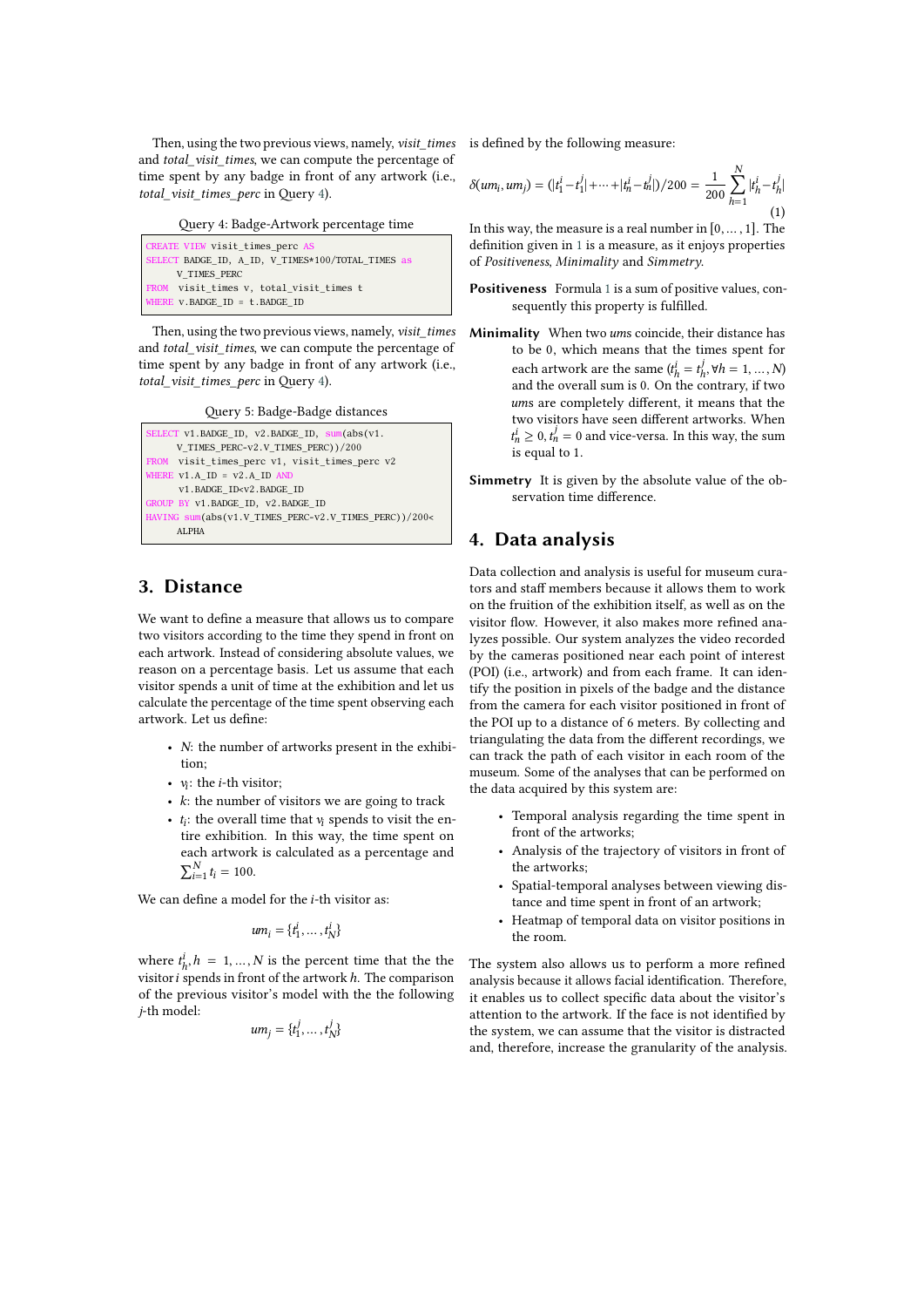Then, using the two previous views, namely, *visit_times* and *total_visit_times*, we can compute the percentage of time spent by any badge in front of any artwork (i.e., *total_visit_times_perc* in Query 4).

Query 4: Badge-Artwork percentage time

```
CREATE VIEW visit_times_perc AS
SELECT BADGE_ID, A_ID, V_TIMES*100/TOTAL_TIMES as
     V_TIMES_PERC
FROM  visit_times v, total_visit_times t
WHERE v.BADGE_ID = t.BADGE_ID
```

Then, using the two previous views, namely, *visit_times* and *total_visit_times*, we can compute the percentage of time spent by any badge in front of any artwork (i.e., *total_visit_times_perc* in Query 4).

Query 5: Badge-Badge distances

```
SELECT v1.BADGE_ID, v2.BADGE_ID, sum(abs(v1.
     V_TIMES_PERC-v2.V_TIMES_PERC))/200
FROM  visit_times_perc v1, visit_times_perc v2
WHERE v1.A_ID = v2.A_ID AND
     v1.BADGE_ID<v2.BADGE_ID
GROUP BY v1.BADGE_ID, v2.BADGE_ID
HAVING sum(abs(v1.V_TIMES_PERC-v2.V_TIMES_PERC))/200<
     ALPHA
```

## 3. Distance

We want to define a measure that allows us to compare two visitors according to the time they spend in front on each artwork. Instead of considering absolute values, we reason on a percentage basis. Let us assume that each visitor spends a unit of time at the exhibition and let us calculate the percentage of the time spent observing each artwork. Let us define:

- $N$: the number of artworks present in the exhibition;
- $v_i$: the $i$-th visitor;
- $k$: the number of visitors we are going to track
- $t_i$: the overall time that $v_i$ spends to visit the entire exhibition. In this way, the time spent on each artwork is calculated as a percentage and $\sum_{i=1}^{N} t_i = 100$.

We can define a model for the $i$-th visitor as:

$$um_i = \{t_1^i, \dots, t_N^i\}$$

where $t_h^i, h = 1, \dots, N$ is the percent time that the the visitor $i$ spends in front of the artwork $h$. The comparison of the previous visitor's model with the the following $j$-th model:

$$um_j = \{t_1^j, \dots, t_N^j\}$$

is defined by the following measure:

$$\delta(um_i, um_j) = (|t_1^i - t_1^j| + \dots + |t_n^i - t_n^j|)/200 = \frac{1}{200}\sum_{h=1}^{N}|t_h^i - t_h^j| \quad (1)$$

In this way, the measure is a real number in $[0, \dots, 1]$. The definition given in 1 is a measure, as it enjoys properties of *Positiveness*, *Minimality* and *Simmetry*.

**Positiveness** Formula 1 is a sum of positive values, consequently this property is fulfilled.

**Minimality** When two *ums* coincide, their distance has to be 0, which means that the times spent for each artwork are the same ($t_h^i = t_h^j, \forall h = 1, \dots, N$) and the overall sum is 0. On the contrary, if two *ums* are completely different, it means that the two visitors have seen different artworks. When $t_n^i \geq 0, t_n^j = 0$ and vice-versa. In this way, the sum is equal to 1.

**Simmetry** It is given by the absolute value of the observation time difference.

## 4. Data analysis

Data collection and analysis is useful for museum curators and staff members because it allows them to work on the fruition of the exhibition itself, as well as on the visitor flow. However, it also makes more refined analyzes possible. Our system analyzes the video recorded by the cameras positioned near each point of interest (POI) (i.e., artwork) and from each frame. It can identify the position in pixels of the badge and the distance from the camera for each visitor positioned in front of the POI up to a distance of 6 meters. By collecting and triangulating the data from the different recordings, we can track the path of each visitor in each room of the museum. Some of the analyses that can be performed on the data acquired by this system are:

- Temporal analysis regarding the time spent in front of the artworks;
- Analysis of the trajectory of visitors in front of the artworks;
- Spatial-temporal analyses between viewing distance and time spent in front of an artwork;
- Heatmap of temporal data on visitor positions in the room.

The system also allows us to perform a more refined analysis because it allows facial identification. Therefore, it enables us to collect specific data about the visitor's attention to the artwork. If the face is not identified by the system, we can assume that the visitor is distracted and, therefore, increase the granularity of the analysis.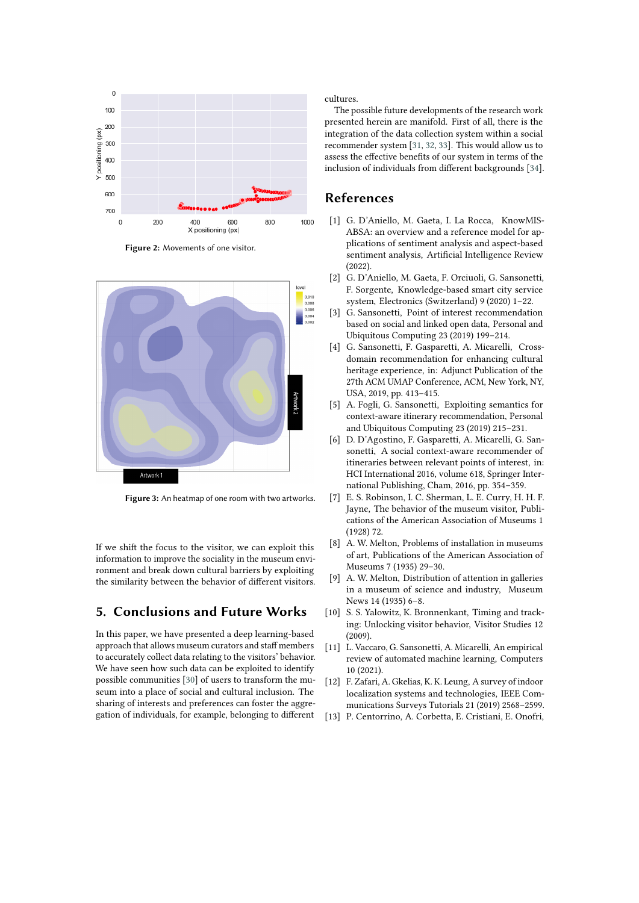Figure 2: Movements of one visitor.

Figure 3: An heatmap of one room with two artworks.

If we shift the focus to the visitor, we can exploit this information to improve the sociality in the museum environment and break down cultural barriers by exploiting the similarity between the behavior of different visitors.

## 5. Conclusions and Future Works

In this paper, we have presented a deep learning-based approach that allows museum curators and staff members to accurately collect data relating to the visitors' behavior. We have seen how such data can be exploited to identify possible communities [30] of users to transform the museum into a place of social and cultural inclusion. The sharing of interests and preferences can foster the aggregation of individuals, for example, belonging to different cultures.

The possible future developments of the research work presented herein are manifold. First of all, there is the integration of the data collection system within a social recommender system [31, 32, 33]. This would allow us to assess the effective benefits of our system in terms of the inclusion of individuals from different backgrounds [34].

## References

[1] G. D'Aniello, M. Gaeta, I. La Rocca, KnowMIS-ABSA: an overview and a reference model for applications of sentiment analysis and aspect-based sentiment analysis, Artificial Intelligence Review (2022).

[2] G. D'Aniello, M. Gaeta, F. Orciuoli, G. Sansonetti, F. Sorgente, Knowledge-based smart city service system, Electronics (Switzerland) 9 (2020) 1–22.

[3] G. Sansonetti, Point of interest recommendation based on social and linked open data, Personal and Ubiquitous Computing 23 (2019) 199–214.

[4] G. Sansonetti, F. Gasparetti, A. Micarelli, Cross-domain recommendation for enhancing cultural heritage experience, in: Adjunct Publication of the 27th ACM UMAP Conference, ACM, New York, NY, USA, 2019, pp. 413–415.

[5] A. Fogli, G. Sansonetti, Exploiting semantics for context-aware itinerary recommendation, Personal and Ubiquitous Computing 23 (2019) 215–231.

[6] D. D'Agostino, F. Gasparetti, A. Micarelli, G. Sansonetti, A social context-aware recommender of itineraries between relevant points of interest, in: HCI International 2016, volume 618, Springer International Publishing, Cham, 2016, pp. 354–359.

[7] E. S. Robinson, I. C. Sherman, L. E. Curry, H. H. F. Jayne, The behavior of the museum visitor, Publications of the American Association of Museums 1 (1928) 72.

[8] A. W. Melton, Problems of installation in museums of art, Publications of the American Association of Museums 7 (1935) 29–30.

[9] A. W. Melton, Distribution of attention in galleries in a museum of science and industry, Museum News 14 (1935) 6–8.

[10] S. S. Yalowitz, K. Bronnenkant, Timing and tracking: Unlocking visitor behavior, Visitor Studies 12 (2009).

[11] L. Vaccaro, G. Sansonetti, A. Micarelli, An empirical review of automated machine learning, Computers 10 (2021).

[12] F. Zafari, A. Gkelias, K. K. Leung, A survey of indoor localization systems and technologies, IEEE Communications Surveys Tutorials 21 (2019) 2568–2599.

[13] P. Centorrino, A. Corbetta, E. Cristiani, E. Onofri,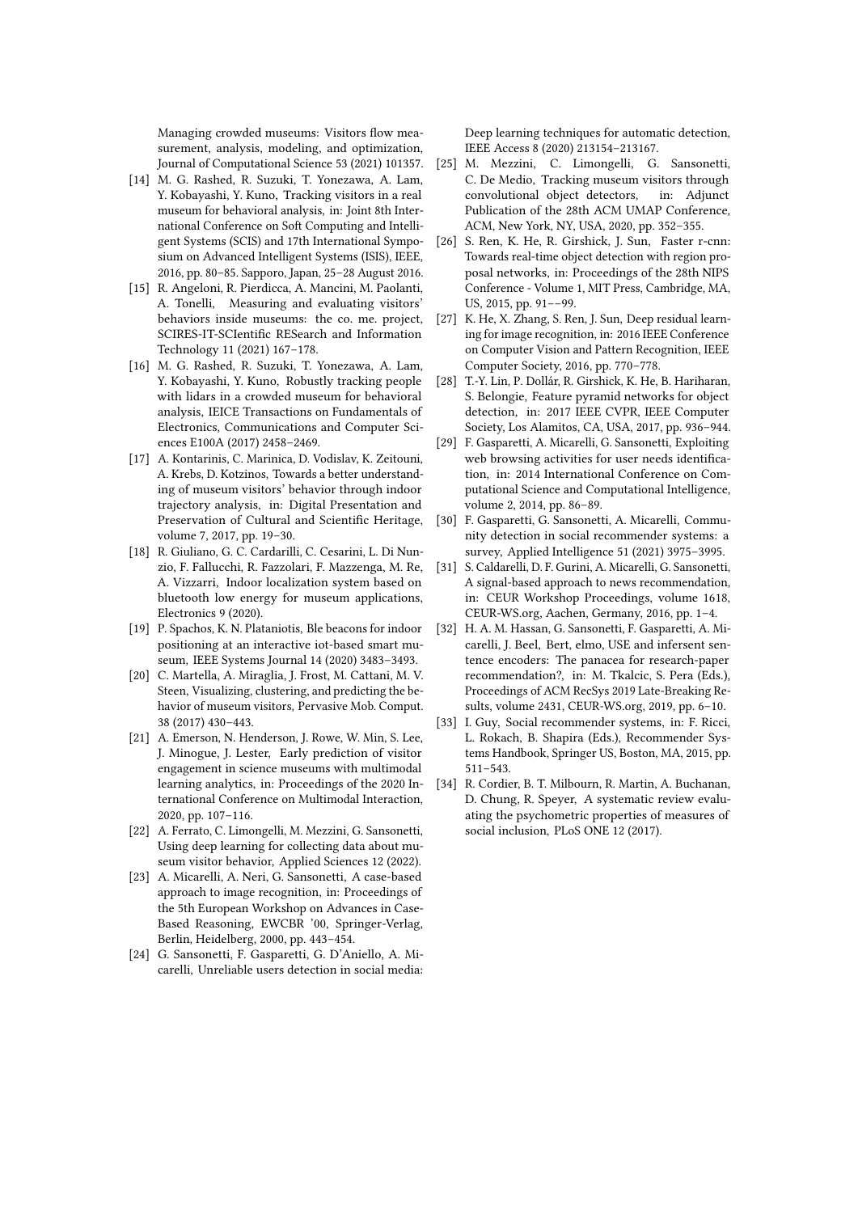Managing crowded museums: Visitors flow measurement, analysis, modeling, and optimization, Journal of Computational Science 53 (2021) 101357.

[14] M. G. Rashed, R. Suzuki, T. Yonezawa, A. Lam, Y. Kobayashi, Y. Kuno, Tracking visitors in a real museum for behavioral analysis, in: Joint 8th International Conference on Soft Computing and Intelligent Systems (SCIS) and 17th International Symposium on Advanced Intelligent Systems (ISIS), IEEE, 2016, pp. 80–85. Sapporo, Japan, 25–28 August 2016.

[15] R. Angeloni, R. Pierdicca, A. Mancini, M. Paolanti, A. Tonelli, Measuring and evaluating visitors' behaviors inside museums: the co. me. project, SCIRES-IT-SCIentific RESearch and Information Technology 11 (2021) 167–178.

[16] M. G. Rashed, R. Suzuki, T. Yonezawa, A. Lam, Y. Kobayashi, Y. Kuno, Robustly tracking people with lidars in a crowded museum for behavioral analysis, IEICE Transactions on Fundamentals of Electronics, Communications and Computer Sciences E100A (2017) 2458–2469.

[17] A. Kontarinis, C. Marinica, D. Vodislav, K. Zeitouni, A. Krebs, D. Kotzinos, Towards a better understanding of museum visitors' behavior through indoor trajectory analysis, in: Digital Presentation and Preservation of Cultural and Scientific Heritage, volume 7, 2017, pp. 19–30.

[18] R. Giuliano, G. C. Cardarilli, C. Cesarini, L. Di Nunzio, F. Fallucchi, R. Fazzolari, F. Mazzenga, M. Re, A. Vizzarri, Indoor localization system based on bluetooth low energy for museum applications, Electronics 9 (2020).

[19] P. Spachos, K. N. Plataniotis, Ble beacons for indoor positioning at an interactive iot-based smart museum, IEEE Systems Journal 14 (2020) 3483–3493.

[20] C. Martella, A. Miraglia, J. Frost, M. Cattani, M. V. Steen, Visualizing, clustering, and predicting the behavior of museum visitors, Pervasive Mob. Comput. 38 (2017) 430–443.

[21] A. Emerson, N. Henderson, J. Rowe, W. Min, S. Lee, J. Minogue, J. Lester, Early prediction of visitor engagement in science museums with multimodal learning analytics, in: Proceedings of the 2020 International Conference on Multimodal Interaction, 2020, pp. 107–116.

[22] A. Ferrato, C. Limongelli, M. Mezzini, G. Sansonetti, Using deep learning for collecting data about museum visitor behavior, Applied Sciences 12 (2022).

[23] A. Micarelli, A. Neri, G. Sansonetti, A case-based approach to image recognition, in: Proceedings of the 5th European Workshop on Advances in Case-Based Reasoning, EWCBR '00, Springer-Verlag, Berlin, Heidelberg, 2000, pp. 443–454.

[24] G. Sansonetti, F. Gasparetti, G. D'Aniello, A. Micarelli, Unreliable users detection in social media: Deep learning techniques for automatic detection, IEEE Access 8 (2020) 213154–213167.

[25] M. Mezzini, C. Limongelli, G. Sansonetti, C. De Medio, Tracking museum visitors through convolutional object detectors, in: Adjunct Publication of the 28th ACM UMAP Conference, ACM, New York, NY, USA, 2020, pp. 352–355.

[26] S. Ren, K. He, R. Girshick, J. Sun, Faster r-cnn: Towards real-time object detection with region proposal networks, in: Proceedings of the 28th NIPS Conference - Volume 1, MIT Press, Cambridge, MA, US, 2015, pp. 91––99.

[27] K. He, X. Zhang, S. Ren, J. Sun, Deep residual learning for image recognition, in: 2016 IEEE Conference on Computer Vision and Pattern Recognition, IEEE Computer Society, 2016, pp. 770–778.

[28] T.-Y. Lin, P. Dollár, R. Girshick, K. He, B. Hariharan, S. Belongie, Feature pyramid networks for object detection, in: 2017 IEEE CVPR, IEEE Computer Society, Los Alamitos, CA, USA, 2017, pp. 936–944.

[29] F. Gasparetti, A. Micarelli, G. Sansonetti, Exploiting web browsing activities for user needs identification, in: 2014 International Conference on Computational Science and Computational Intelligence, volume 2, 2014, pp. 86–89.

[30] F. Gasparetti, G. Sansonetti, A. Micarelli, Community detection in social recommender systems: a survey, Applied Intelligence 51 (2021) 3975–3995.

[31] S. Caldarelli, D. F. Gurini, A. Micarelli, G. Sansonetti, A signal-based approach to news recommendation, in: CEUR Workshop Proceedings, volume 1618, CEUR-WS.org, Aachen, Germany, 2016, pp. 1–4.

[32] H. A. M. Hassan, G. Sansonetti, F. Gasparetti, A. Micarelli, J. Beel, Bert, elmo, USE and infersent sentence encoders: The panacea for research-paper recommendation?, in: M. Tkalcic, S. Pera (Eds.), Proceedings of ACM RecSys 2019 Late-Breaking Results, volume 2431, CEUR-WS.org, 2019, pp. 6–10.

[33] I. Guy, Social recommender systems, in: F. Ricci, L. Rokach, B. Shapira (Eds.), Recommender Systems Handbook, Springer US, Boston, MA, 2015, pp. 511–543.

[34] R. Cordier, B. T. Milbourn, R. Martin, A. Buchanan, D. Chung, R. Speyer, A systematic review evaluating the psychometric properties of measures of social inclusion, PLoS ONE 12 (2017).